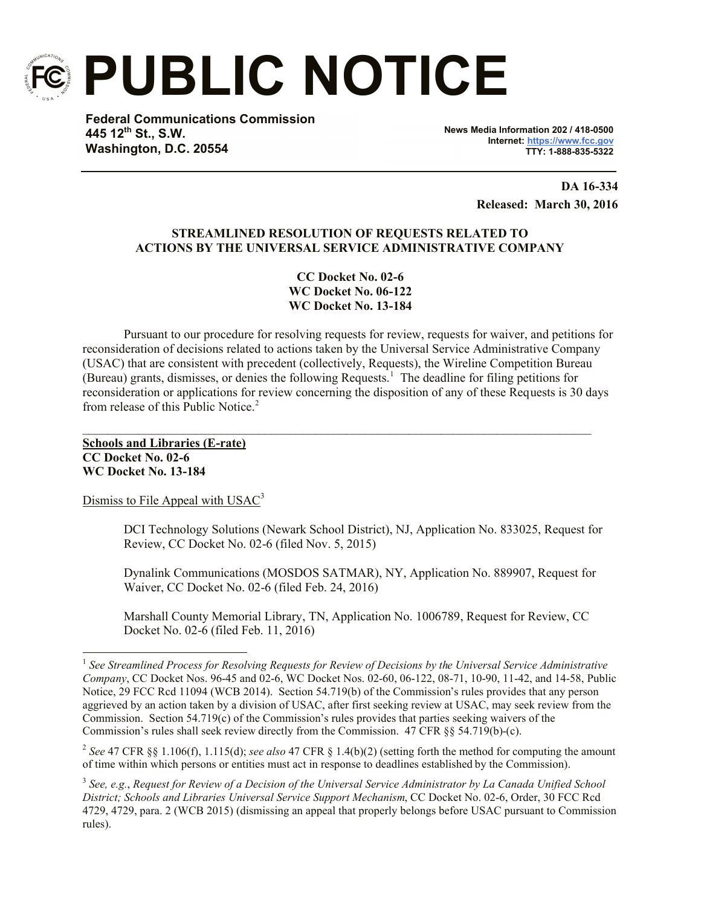# PUBLIC NOTICE

**Federal Communications Commission**
**445 12th St., S.W.**
**Washington, D.C. 20554**

**News Media Information 202 / 418-0500**
**Internet: https://www.fcc.gov**
**TTY: 1-888-835-5322**

**DA 16-334**
**Released: March 30, 2016**

**STREAMLINED RESOLUTION OF REQUESTS RELATED TO ACTIONS BY THE UNIVERSAL SERVICE ADMINISTRATIVE COMPANY**

**CC Docket No. 02-6**
**WC Docket No. 06-122**
**WC Docket No. 13-184**

Pursuant to our procedure for resolving requests for review, requests for waiver, and petitions for reconsideration of decisions related to actions taken by the Universal Service Administrative Company (USAC) that are consistent with precedent (collectively, Requests), the Wireline Competition Bureau (Bureau) grants, dismisses, or denies the following Requests.[1] The deadline for filing petitions for reconsideration or applications for review concerning the disposition of any of these Requests is 30 days from release of this Public Notice.[2]

---

**Schools and Libraries (E-rate)**
**CC Docket No. 02-6**
**WC Docket No. 13-184**

Dismiss to File Appeal with USAC[3]

> DCI Technology Solutions (Newark School District), NJ, Application No. 833025, Request for Review, CC Docket No. 02-6 (filed Nov. 5, 2015)
>
> Dynalink Communications (MOSDOS SATMAR), NY, Application No. 889907, Request for Waiver, CC Docket No. 02-6 (filed Feb. 24, 2016)
>
> Marshall County Memorial Library, TN, Application No. 1006789, Request for Review, CC Docket No. 02-6 (filed Feb. 11, 2016)

---

[1] *See Streamlined Process for Resolving Requests for Review of Decisions by the Universal Service Administrative Company*, CC Docket Nos. 96-45 and 02-6, WC Docket Nos. 02-60, 06-122, 08-71, 10-90, 11-42, and 14-58, Public Notice, 29 FCC Rcd 11094 (WCB 2014). Section 54.719(b) of the Commission's rules provides that any person aggrieved by an action taken by a division of USAC, after first seeking review at USAC, may seek review from the Commission. Section 54.719(c) of the Commission's rules provides that parties seeking waivers of the Commission's rules shall seek review directly from the Commission. 47 CFR §§ 54.719(b)-(c).

[2] *See* 47 CFR §§ 1.106(f), 1.115(d); *see also* 47 CFR § 1.4(b)(2) (setting forth the method for computing the amount of time within which persons or entities must act in response to deadlines established by the Commission).

[3] *See, e.g.*, *Request for Review of a Decision of the Universal Service Administrator by La Canada Unified School District; Schools and Libraries Universal Service Support Mechanism*, CC Docket No. 02-6, Order, 30 FCC Rcd 4729, 4729, para. 2 (WCB 2015) (dismissing an appeal that properly belongs before USAC pursuant to Commission rules).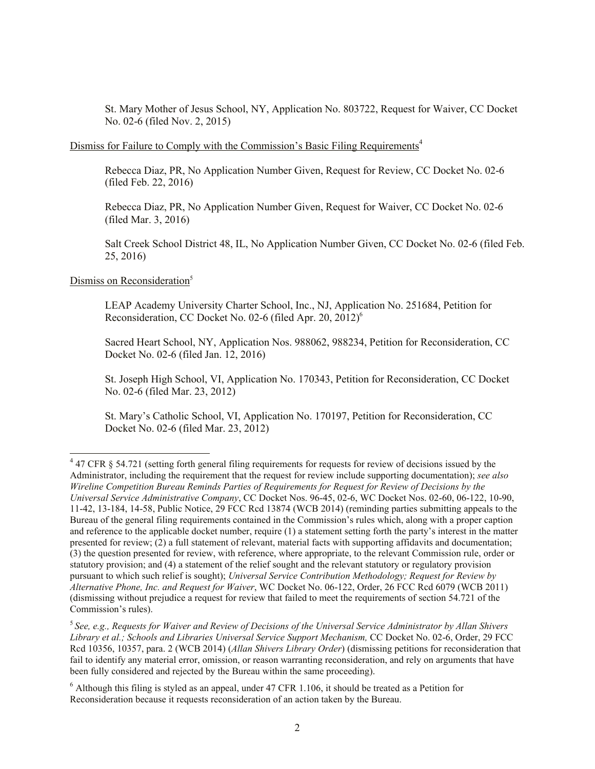St. Mary Mother of Jesus School, NY, Application No. 803722, Request for Waiver, CC Docket No. 02-6 (filed Nov. 2, 2015)

Dismiss for Failure to Comply with the Commission's Basic Filing Requirements[4]

Rebecca Diaz, PR, No Application Number Given, Request for Review, CC Docket No. 02-6 (filed Feb. 22, 2016)

Rebecca Diaz, PR, No Application Number Given, Request for Waiver, CC Docket No. 02-6 (filed Mar. 3, 2016)

Salt Creek School District 48, IL, No Application Number Given, CC Docket No. 02-6 (filed Feb. 25, 2016)

Dismiss on Reconsideration[5]

LEAP Academy University Charter School, Inc., NJ, Application No. 251684, Petition for Reconsideration, CC Docket No. 02-6 (filed Apr. 20, 2012)[6]

Sacred Heart School, NY, Application Nos. 988062, 988234, Petition for Reconsideration, CC Docket No. 02-6 (filed Jan. 12, 2016)

St. Joseph High School, VI, Application No. 170343, Petition for Reconsideration, CC Docket No. 02-6 (filed Mar. 23, 2012)

St. Mary's Catholic School, VI, Application No. 170197, Petition for Reconsideration, CC Docket No. 02-6 (filed Mar. 23, 2012)

---

[4] 47 CFR § 54.721 (setting forth general filing requirements for requests for review of decisions issued by the Administrator, including the requirement that the request for review include supporting documentation); *see also Wireline Competition Bureau Reminds Parties of Requirements for Request for Review of Decisions by the Universal Service Administrative Company*, CC Docket Nos. 96-45, 02-6, WC Docket Nos. 02-60, 06-122, 10-90, 11-42, 13-184, 14-58, Public Notice, 29 FCC Rcd 13874 (WCB 2014) (reminding parties submitting appeals to the Bureau of the general filing requirements contained in the Commission's rules which, along with a proper caption and reference to the applicable docket number, require (1) a statement setting forth the party's interest in the matter presented for review; (2) a full statement of relevant, material facts with supporting affidavits and documentation; (3) the question presented for review, with reference, where appropriate, to the relevant Commission rule, order or statutory provision; and (4) a statement of the relief sought and the relevant statutory or regulatory provision pursuant to which such relief is sought); *Universal Service Contribution Methodology; Request for Review by Alternative Phone, Inc. and Request for Waiver*, WC Docket No. 06-122, Order, 26 FCC Rcd 6079 (WCB 2011) (dismissing without prejudice a request for review that failed to meet the requirements of section 54.721 of the Commission's rules).

[5] *See, e.g., Requests for Waiver and Review of Decisions of the Universal Service Administrator by Allan Shivers Library et al.; Schools and Libraries Universal Service Support Mechanism,* CC Docket No. 02-6, Order, 29 FCC Rcd 10356, 10357, para. 2 (WCB 2014) (*Allan Shivers Library Order*) (dismissing petitions for reconsideration that fail to identify any material error, omission, or reason warranting reconsideration, and rely on arguments that have been fully considered and rejected by the Bureau within the same proceeding).

[6] Although this filing is styled as an appeal, under 47 CFR 1.106, it should be treated as a Petition for Reconsideration because it requests reconsideration of an action taken by the Bureau.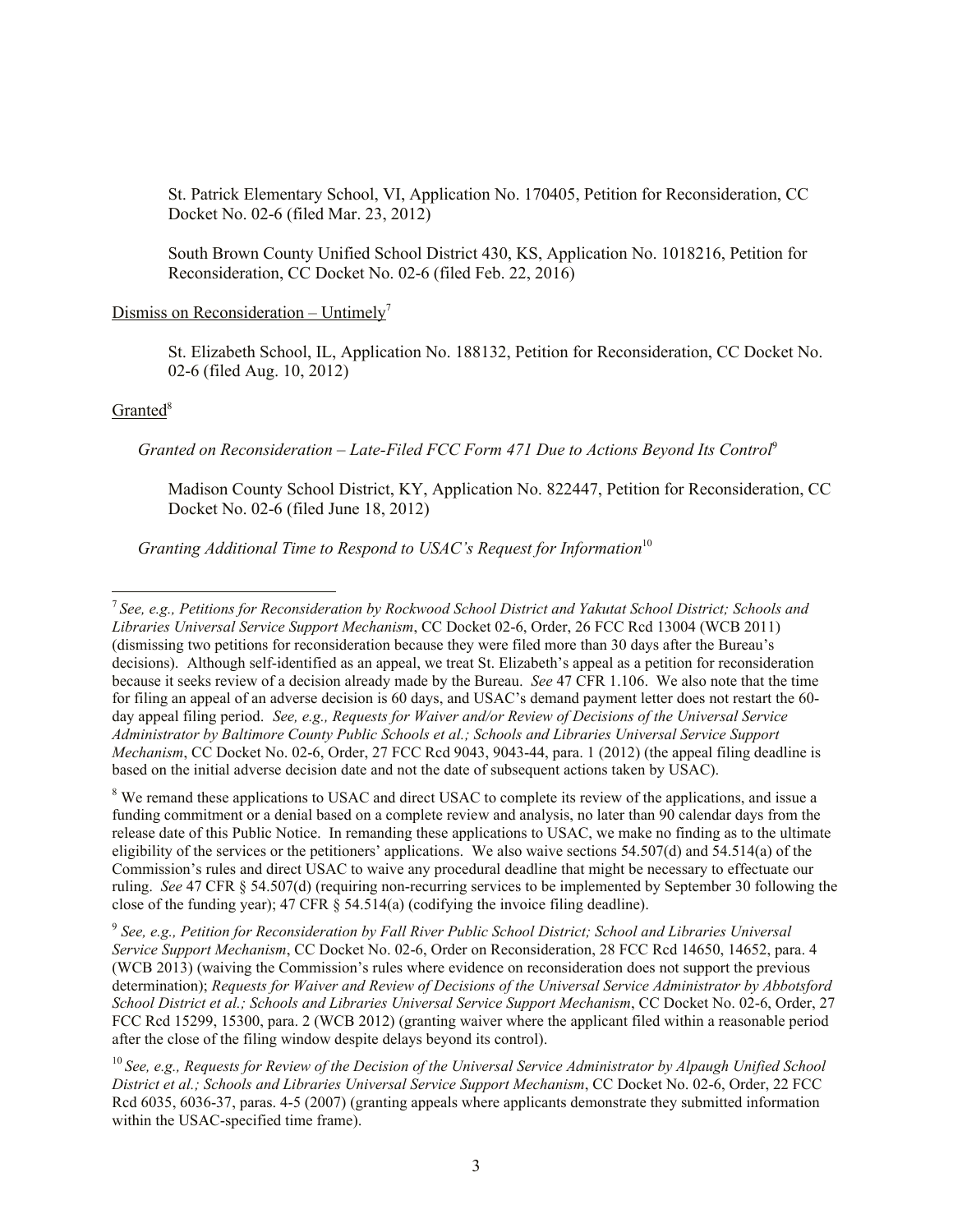St. Patrick Elementary School, VI, Application No. 170405, Petition for Reconsideration, CC Docket No. 02-6 (filed Mar. 23, 2012)

South Brown County Unified School District 430, KS, Application No. 1018216, Petition for Reconsideration, CC Docket No. 02-6 (filed Feb. 22, 2016)

Dismiss on Reconsideration – Untimely[7]

St. Elizabeth School, IL, Application No. 188132, Petition for Reconsideration, CC Docket No. 02-6 (filed Aug. 10, 2012)

Granted[8]

*Granted on Reconsideration – Late-Filed FCC Form 471 Due to Actions Beyond Its Control*[9]

Madison County School District, KY, Application No. 822447, Petition for Reconsideration, CC Docket No. 02-6 (filed June 18, 2012)

*Granting Additional Time to Respond to USAC's Request for Information*[10]

---

[7] *See, e.g., Petitions for Reconsideration by Rockwood School District and Yakutat School District; Schools and Libraries Universal Service Support Mechanism*, CC Docket 02-6, Order, 26 FCC Rcd 13004 (WCB 2011) (dismissing two petitions for reconsideration because they were filed more than 30 days after the Bureau's decisions). Although self-identified as an appeal, we treat St. Elizabeth's appeal as a petition for reconsideration because it seeks review of a decision already made by the Bureau. *See* 47 CFR 1.106. We also note that the time for filing an appeal of an adverse decision is 60 days, and USAC's demand payment letter does not restart the 60-day appeal filing period. *See, e.g., Requests for Waiver and/or Review of Decisions of the Universal Service Administrator by Baltimore County Public Schools et al.; Schools and Libraries Universal Service Support Mechanism*, CC Docket No. 02-6, Order, 27 FCC Rcd 9043, 9043-44, para. 1 (2012) (the appeal filing deadline is based on the initial adverse decision date and not the date of subsequent actions taken by USAC).

[8] We remand these applications to USAC and direct USAC to complete its review of the applications, and issue a funding commitment or a denial based on a complete review and analysis, no later than 90 calendar days from the release date of this Public Notice. In remanding these applications to USAC, we make no finding as to the ultimate eligibility of the services or the petitioners' applications. We also waive sections 54.507(d) and 54.514(a) of the Commission's rules and direct USAC to waive any procedural deadline that might be necessary to effectuate our ruling. *See* 47 CFR § 54.507(d) (requiring non-recurring services to be implemented by September 30 following the close of the funding year); 47 CFR § 54.514(a) (codifying the invoice filing deadline).

[9] *See, e.g., Petition for Reconsideration by Fall River Public School District; School and Libraries Universal Service Support Mechanism*, CC Docket No. 02-6, Order on Reconsideration, 28 FCC Rcd 14650, 14652, para. 4 (WCB 2013) (waiving the Commission's rules where evidence on reconsideration does not support the previous determination); *Requests for Waiver and Review of Decisions of the Universal Service Administrator by Abbotsford School District et al.; Schools and Libraries Universal Service Support Mechanism*, CC Docket No. 02-6, Order, 27 FCC Rcd 15299, 15300, para. 2 (WCB 2012) (granting waiver where the applicant filed within a reasonable period after the close of the filing window despite delays beyond its control).

[10] *See, e.g., Requests for Review of the Decision of the Universal Service Administrator by Alpaugh Unified School District et al.; Schools and Libraries Universal Service Support Mechanism*, CC Docket No. 02-6, Order, 22 FCC Rcd 6035, 6036-37, paras. 4-5 (2007) (granting appeals where applicants demonstrate they submitted information within the USAC-specified time frame).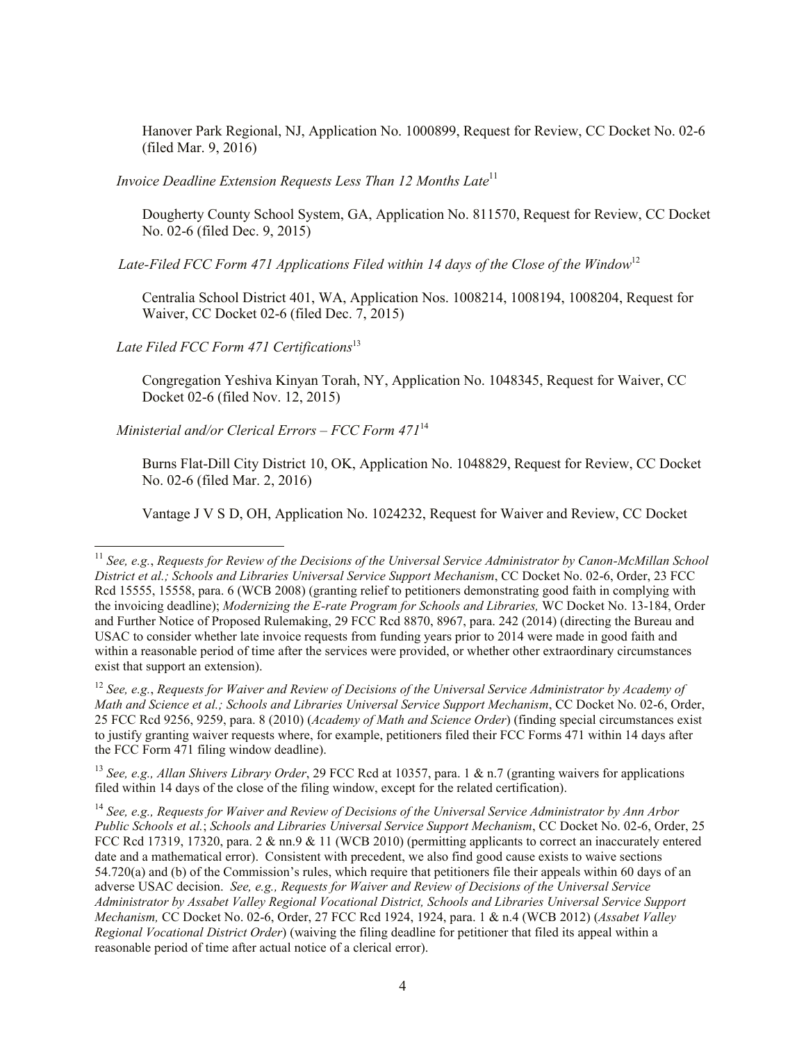Hanover Park Regional, NJ, Application No. 1000899, Request for Review, CC Docket No. 02-6 (filed Mar. 9, 2016)

*Invoice Deadline Extension Requests Less Than 12 Months Late*[11]

Dougherty County School System, GA, Application No. 811570, Request for Review, CC Docket No. 02-6 (filed Dec. 9, 2015)

*Late-Filed FCC Form 471 Applications Filed within 14 days of the Close of the Window*[12]

Centralia School District 401, WA, Application Nos. 1008214, 1008194, 1008204, Request for Waiver, CC Docket 02-6 (filed Dec. 7, 2015)

*Late Filed FCC Form 471 Certifications*[13]

Congregation Yeshiva Kinyan Torah, NY, Application No. 1048345, Request for Waiver, CC Docket 02-6 (filed Nov. 12, 2015)

*Ministerial and/or Clerical Errors – FCC Form 471*[14]

Burns Flat-Dill City District 10, OK, Application No. 1048829, Request for Review, CC Docket No. 02-6 (filed Mar. 2, 2016)

Vantage J V S D, OH, Application No. 1024232, Request for Waiver and Review, CC Docket

---

[11] *See, e.g.*, *Requests for Review of the Decisions of the Universal Service Administrator by Canon-McMillan School District et al.; Schools and Libraries Universal Service Support Mechanism*, CC Docket No. 02-6, Order, 23 FCC Rcd 15555, 15558, para. 6 (WCB 2008) (granting relief to petitioners demonstrating good faith in complying with the invoicing deadline); *Modernizing the E-rate Program for Schools and Libraries,* WC Docket No. 13-184, Order and Further Notice of Proposed Rulemaking, 29 FCC Rcd 8870, 8967, para. 242 (2014) (directing the Bureau and USAC to consider whether late invoice requests from funding years prior to 2014 were made in good faith and within a reasonable period of time after the services were provided, or whether other extraordinary circumstances exist that support an extension).

[12] *See, e.g.*, *Requests for Waiver and Review of Decisions of the Universal Service Administrator by Academy of Math and Science et al.; Schools and Libraries Universal Service Support Mechanism*, CC Docket No. 02-6, Order, 25 FCC Rcd 9256, 9259, para. 8 (2010) (*Academy of Math and Science Order*) (finding special circumstances exist to justify granting waiver requests where, for example, petitioners filed their FCC Forms 471 within 14 days after the FCC Form 471 filing window deadline).

[13] *See, e.g., Allan Shivers Library Order*, 29 FCC Rcd at 10357, para. 1 & n.7 (granting waivers for applications filed within 14 days of the close of the filing window, except for the related certification).

[14] *See, e.g., Requests for Waiver and Review of Decisions of the Universal Service Administrator by Ann Arbor Public Schools et al.*; *Schools and Libraries Universal Service Support Mechanism*, CC Docket No. 02-6, Order, 25 FCC Rcd 17319, 17320, para. 2 & nn.9 & 11 (WCB 2010) (permitting applicants to correct an inaccurately entered date and a mathematical error). Consistent with precedent, we also find good cause exists to waive sections 54.720(a) and (b) of the Commission's rules, which require that petitioners file their appeals within 60 days of an adverse USAC decision. *See, e.g., Requests for Waiver and Review of Decisions of the Universal Service Administrator by Assabet Valley Regional Vocational District, Schools and Libraries Universal Service Support Mechanism,* CC Docket No. 02-6, Order, 27 FCC Rcd 1924, 1924, para. 1 & n.4 (WCB 2012) (*Assabet Valley Regional Vocational District Order*) (waiving the filing deadline for petitioner that filed its appeal within a reasonable period of time after actual notice of a clerical error).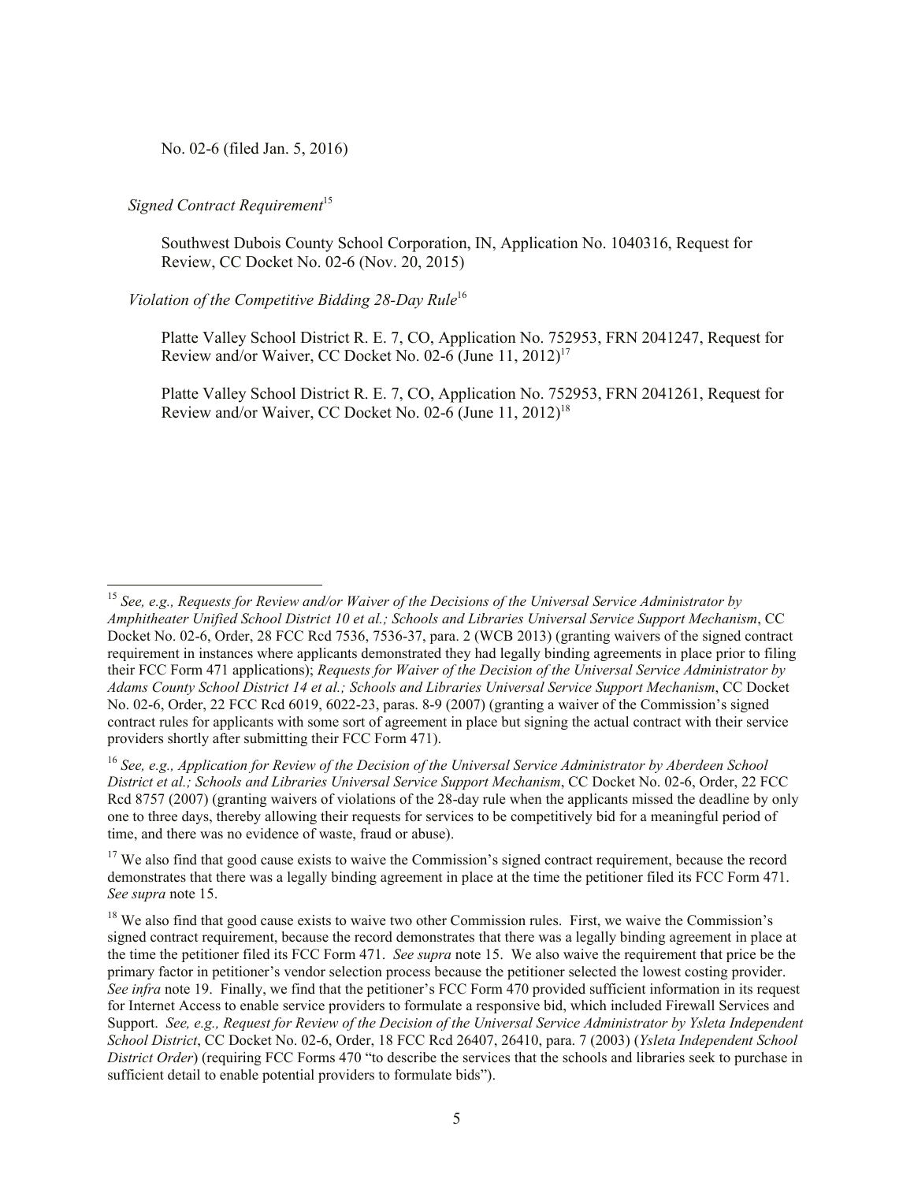No. 02-6 (filed Jan. 5, 2016)

*Signed Contract Requirement*[15]

Southwest Dubois County School Corporation, IN, Application No. 1040316, Request for Review, CC Docket No. 02-6 (Nov. 20, 2015)

*Violation of the Competitive Bidding 28-Day Rule*[16]

Platte Valley School District R. E. 7, CO, Application No. 752953, FRN 2041247, Request for Review and/or Waiver, CC Docket No. 02-6 (June 11, 2012)[17]

Platte Valley School District R. E. 7, CO, Application No. 752953, FRN 2041261, Request for Review and/or Waiver, CC Docket No. 02-6 (June 11, 2012)[18]

---

[15] *See, e.g., Requests for Review and/or Waiver of the Decisions of the Universal Service Administrator by Amphitheater Unified School District 10 et al.; Schools and Libraries Universal Service Support Mechanism*, CC Docket No. 02-6, Order, 28 FCC Rcd 7536, 7536-37, para. 2 (WCB 2013) (granting waivers of the signed contract requirement in instances where applicants demonstrated they had legally binding agreements in place prior to filing their FCC Form 471 applications); *Requests for Waiver of the Decision of the Universal Service Administrator by Adams County School District 14 et al.; Schools and Libraries Universal Service Support Mechanism*, CC Docket No. 02-6, Order, 22 FCC Rcd 6019, 6022-23, paras. 8-9 (2007) (granting a waiver of the Commission's signed contract rules for applicants with some sort of agreement in place but signing the actual contract with their service providers shortly after submitting their FCC Form 471).

[16] *See, e.g., Application for Review of the Decision of the Universal Service Administrator by Aberdeen School District et al.; Schools and Libraries Universal Service Support Mechanism*, CC Docket No. 02-6, Order, 22 FCC Rcd 8757 (2007) (granting waivers of violations of the 28-day rule when the applicants missed the deadline by only one to three days, thereby allowing their requests for services to be competitively bid for a meaningful period of time, and there was no evidence of waste, fraud or abuse).

[17] We also find that good cause exists to waive the Commission's signed contract requirement, because the record demonstrates that there was a legally binding agreement in place at the time the petitioner filed its FCC Form 471. *See supra* note 15.

[18] We also find that good cause exists to waive two other Commission rules. First, we waive the Commission's signed contract requirement, because the record demonstrates that there was a legally binding agreement in place at the time the petitioner filed its FCC Form 471. *See supra* note 15. We also waive the requirement that price be the primary factor in petitioner's vendor selection process because the petitioner selected the lowest costing provider. *See infra* note 19. Finally, we find that the petitioner's FCC Form 470 provided sufficient information in its request for Internet Access to enable service providers to formulate a responsive bid, which included Firewall Services and Support. *See, e.g., Request for Review of the Decision of the Universal Service Administrator by Ysleta Independent School District*, CC Docket No. 02-6, Order, 18 FCC Rcd 26407, 26410, para. 7 (2003) (*Ysleta Independent School District Order*) (requiring FCC Forms 470 "to describe the services that the schools and libraries seek to purchase in sufficient detail to enable potential providers to formulate bids").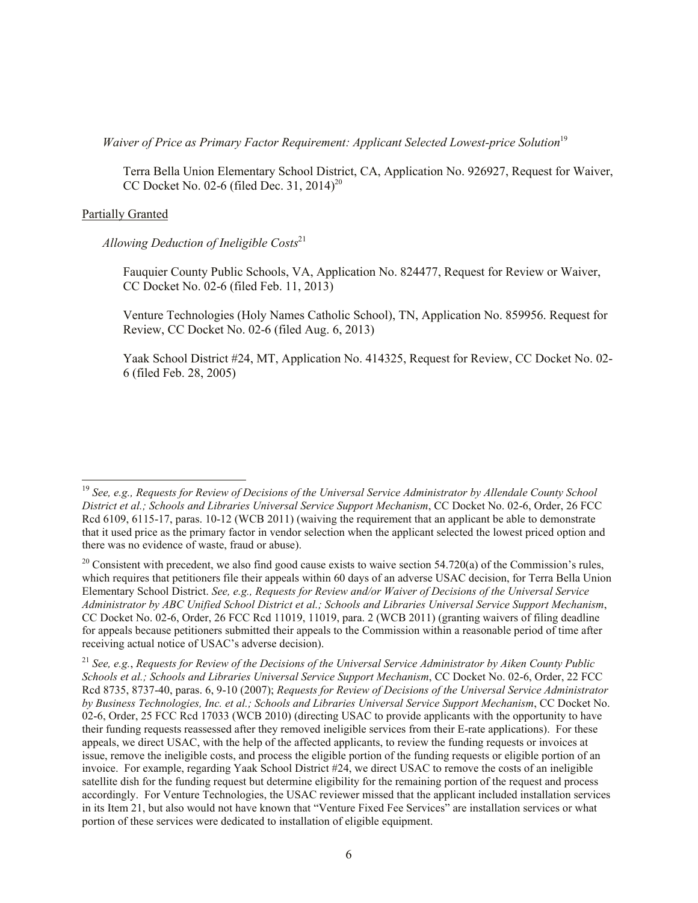*Waiver of Price as Primary Factor Requirement: Applicant Selected Lowest-price Solution*[19]

Terra Bella Union Elementary School District, CA, Application No. 926927, Request for Waiver, CC Docket No. 02-6 (filed Dec. 31, 2014)[20]

Partially Granted

*Allowing Deduction of Ineligible Costs*[21]

Fauquier County Public Schools, VA, Application No. 824477, Request for Review or Waiver, CC Docket No. 02-6 (filed Feb. 11, 2013)

Venture Technologies (Holy Names Catholic School), TN, Application No. 859956. Request for Review, CC Docket No. 02-6 (filed Aug. 6, 2013)

Yaak School District #24, MT, Application No. 414325, Request for Review, CC Docket No. 02-6 (filed Feb. 28, 2005)

---

[19] *See, e.g., Requests for Review of Decisions of the Universal Service Administrator by Allendale County School District et al.; Schools and Libraries Universal Service Support Mechanism*, CC Docket No. 02-6, Order, 26 FCC Rcd 6109, 6115-17, paras. 10-12 (WCB 2011) (waiving the requirement that an applicant be able to demonstrate that it used price as the primary factor in vendor selection when the applicant selected the lowest priced option and there was no evidence of waste, fraud or abuse).

[20] Consistent with precedent, we also find good cause exists to waive section 54.720(a) of the Commission's rules, which requires that petitioners file their appeals within 60 days of an adverse USAC decision, for Terra Bella Union Elementary School District. *See, e.g., Requests for Review and/or Waiver of Decisions of the Universal Service Administrator by ABC Unified School District et al.; Schools and Libraries Universal Service Support Mechanism*, CC Docket No. 02-6, Order, 26 FCC Rcd 11019, 11019, para. 2 (WCB 2011) (granting waivers of filing deadline for appeals because petitioners submitted their appeals to the Commission within a reasonable period of time after receiving actual notice of USAC's adverse decision).

[21] *See, e.g.*, *Requests for Review of the Decisions of the Universal Service Administrator by Aiken County Public Schools et al.; Schools and Libraries Universal Service Support Mechanism*, CC Docket No. 02-6, Order, 22 FCC Rcd 8735, 8737-40, paras. 6, 9-10 (2007); *Requests for Review of Decisions of the Universal Service Administrator by Business Technologies, Inc. et al.; Schools and Libraries Universal Service Support Mechanism*, CC Docket No. 02-6, Order, 25 FCC Rcd 17033 (WCB 2010) (directing USAC to provide applicants with the opportunity to have their funding requests reassessed after they removed ineligible services from their E-rate applications). For these appeals, we direct USAC, with the help of the affected applicants, to review the funding requests or invoices at issue, remove the ineligible costs, and process the eligible portion of the funding requests or eligible portion of an invoice. For example, regarding Yaak School District #24, we direct USAC to remove the costs of an ineligible satellite dish for the funding request but determine eligibility for the remaining portion of the request and process accordingly. For Venture Technologies, the USAC reviewer missed that the applicant included installation services in its Item 21, but also would not have known that "Venture Fixed Fee Services" are installation services or what portion of these services were dedicated to installation of eligible equipment.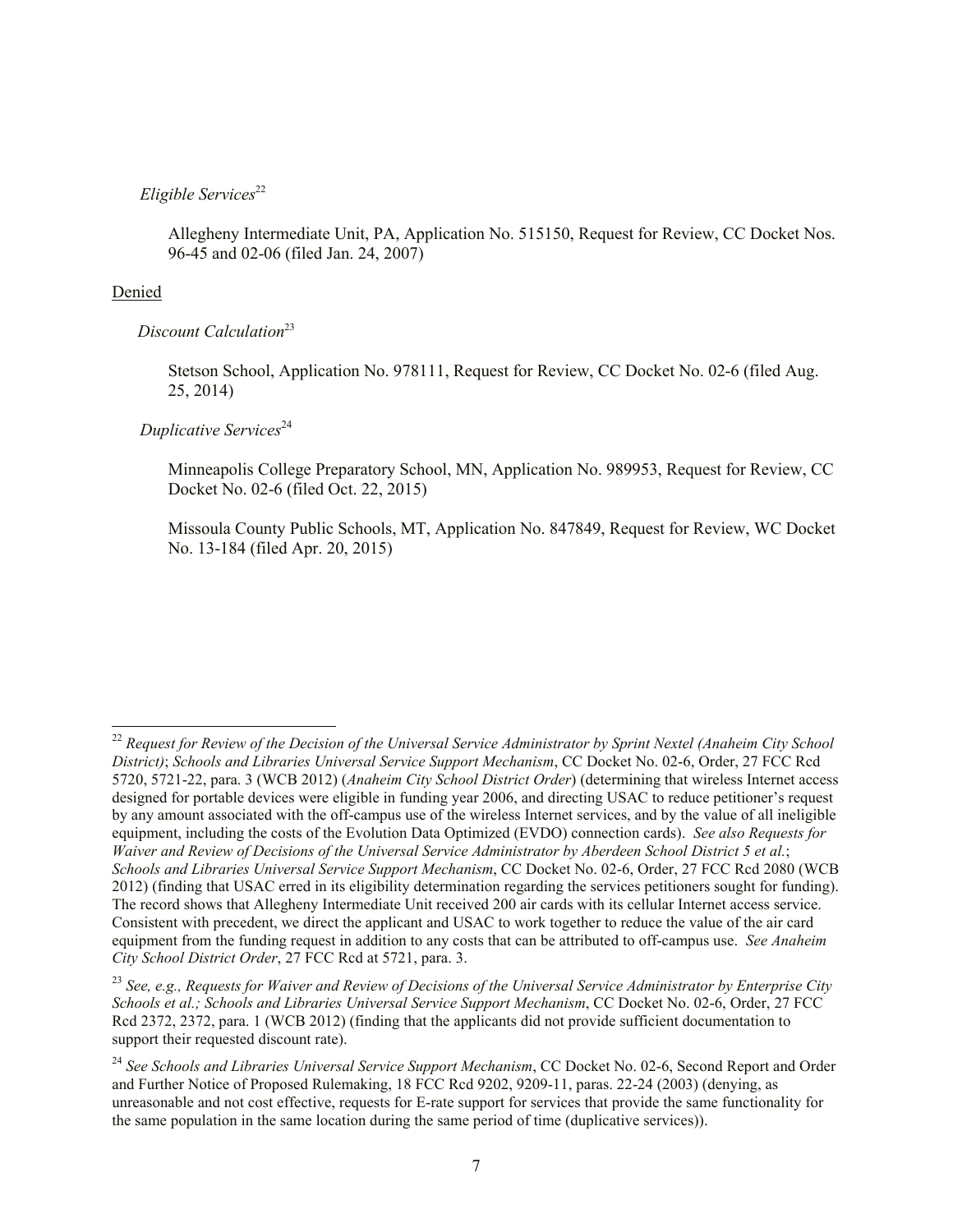*Eligible Services*[22]

Allegheny Intermediate Unit, PA, Application No. 515150, Request for Review, CC Docket Nos. 96-45 and 02-06 (filed Jan. 24, 2007)

<u>Denied</u>

*Discount Calculation*[23]

Stetson School, Application No. 978111, Request for Review, CC Docket No. 02-6 (filed Aug. 25, 2014)

*Duplicative Services*[24]

Minneapolis College Preparatory School, MN, Application No. 989953, Request for Review, CC Docket No. 02-6 (filed Oct. 22, 2015)

Missoula County Public Schools, MT, Application No. 847849, Request for Review, WC Docket No. 13-184 (filed Apr. 20, 2015)

---

[22] *Request for Review of the Decision of the Universal Service Administrator by Sprint Nextel (Anaheim City School District)*; *Schools and Libraries Universal Service Support Mechanism*, CC Docket No. 02-6, Order, 27 FCC Rcd 5720, 5721-22, para. 3 (WCB 2012) (*Anaheim City School District Order*) (determining that wireless Internet access designed for portable devices were eligible in funding year 2006, and directing USAC to reduce petitioner's request by any amount associated with the off-campus use of the wireless Internet services, and by the value of all ineligible equipment, including the costs of the Evolution Data Optimized (EVDO) connection cards). *See also Requests for Waiver and Review of Decisions of the Universal Service Administrator by Aberdeen School District 5 et al.*; *Schools and Libraries Universal Service Support Mechanism*, CC Docket No. 02-6, Order, 27 FCC Rcd 2080 (WCB 2012) (finding that USAC erred in its eligibility determination regarding the services petitioners sought for funding). The record shows that Allegheny Intermediate Unit received 200 air cards with its cellular Internet access service. Consistent with precedent, we direct the applicant and USAC to work together to reduce the value of the air card equipment from the funding request in addition to any costs that can be attributed to off-campus use. *See Anaheim City School District Order*, 27 FCC Rcd at 5721, para. 3.

[23] *See, e.g., Requests for Waiver and Review of Decisions of the Universal Service Administrator by Enterprise City Schools et al.; Schools and Libraries Universal Service Support Mechanism*, CC Docket No. 02-6, Order, 27 FCC Rcd 2372, 2372, para. 1 (WCB 2012) (finding that the applicants did not provide sufficient documentation to support their requested discount rate).

[24] *See Schools and Libraries Universal Service Support Mechanism*, CC Docket No. 02-6, Second Report and Order and Further Notice of Proposed Rulemaking, 18 FCC Rcd 9202, 9209-11, paras. 22-24 (2003) (denying, as unreasonable and not cost effective, requests for E-rate support for services that provide the same functionality for the same population in the same location during the same period of time (duplicative services)).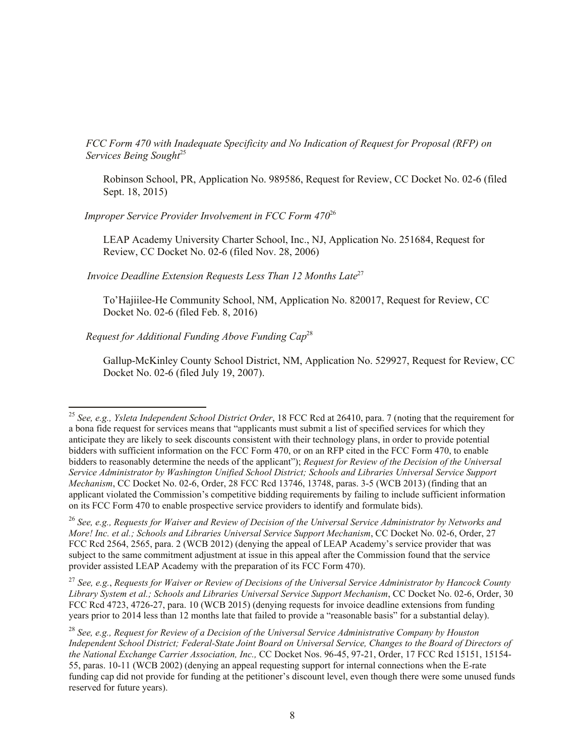*FCC Form 470 with Inadequate Specificity and No Indication of Request for Proposal (RFP) on Services Being Sought*[25]

Robinson School, PR, Application No. 989586, Request for Review, CC Docket No. 02-6 (filed Sept. 18, 2015)

*Improper Service Provider Involvement in FCC Form 470*[26]

LEAP Academy University Charter School, Inc., NJ, Application No. 251684, Request for Review, CC Docket No. 02-6 (filed Nov. 28, 2006)

*Invoice Deadline Extension Requests Less Than 12 Months Late*[27]

To'Hajiilee-He Community School, NM, Application No. 820017, Request for Review, CC Docket No. 02-6 (filed Feb. 8, 2016)

*Request for Additional Funding Above Funding Cap*[28]

Gallup-McKinley County School District, NM, Application No. 529927, Request for Review, CC Docket No. 02-6 (filed July 19, 2007).

---

[25] *See, e.g., Ysleta Independent School District Order*, 18 FCC Rcd at 26410, para. 7 (noting that the requirement for a bona fide request for services means that "applicants must submit a list of specified services for which they anticipate they are likely to seek discounts consistent with their technology plans, in order to provide potential bidders with sufficient information on the FCC Form 470, or on an RFP cited in the FCC Form 470, to enable bidders to reasonably determine the needs of the applicant"); *Request for Review of the Decision of the Universal Service Administrator by Washington Unified School District; Schools and Libraries Universal Service Support Mechanism*, CC Docket No. 02-6, Order, 28 FCC Rcd 13746, 13748, paras. 3-5 (WCB 2013) (finding that an applicant violated the Commission's competitive bidding requirements by failing to include sufficient information on its FCC Form 470 to enable prospective service providers to identify and formulate bids).

[26] *See, e.g., Requests for Waiver and Review of Decision of the Universal Service Administrator by Networks and More! Inc. et al.; Schools and Libraries Universal Service Support Mechanism*, CC Docket No. 02-6, Order, 27 FCC Rcd 2564, 2565, para. 2 (WCB 2012) (denying the appeal of LEAP Academy's service provider that was subject to the same commitment adjustment at issue in this appeal after the Commission found that the service provider assisted LEAP Academy with the preparation of its FCC Form 470).

[27] *See, e.g.*, *Requests for Waiver or Review of Decisions of the Universal Service Administrator by Hancock County Library System et al.; Schools and Libraries Universal Service Support Mechanism*, CC Docket No. 02-6, Order, 30 FCC Rcd 4723, 4726-27, para. 10 (WCB 2015) (denying requests for invoice deadline extensions from funding years prior to 2014 less than 12 months late that failed to provide a "reasonable basis" for a substantial delay).

[28] *See, e.g., Request for Review of a Decision of the Universal Service Administrative Company by Houston Independent School District; Federal-State Joint Board on Universal Service, Changes to the Board of Directors of the National Exchange Carrier Association, Inc.,* CC Docket Nos. 96-45, 97-21, Order, 17 FCC Rcd 15151, 15154-55, paras. 10-11 (WCB 2002) (denying an appeal requesting support for internal connections when the E-rate funding cap did not provide for funding at the petitioner's discount level, even though there were some unused funds reserved for future years).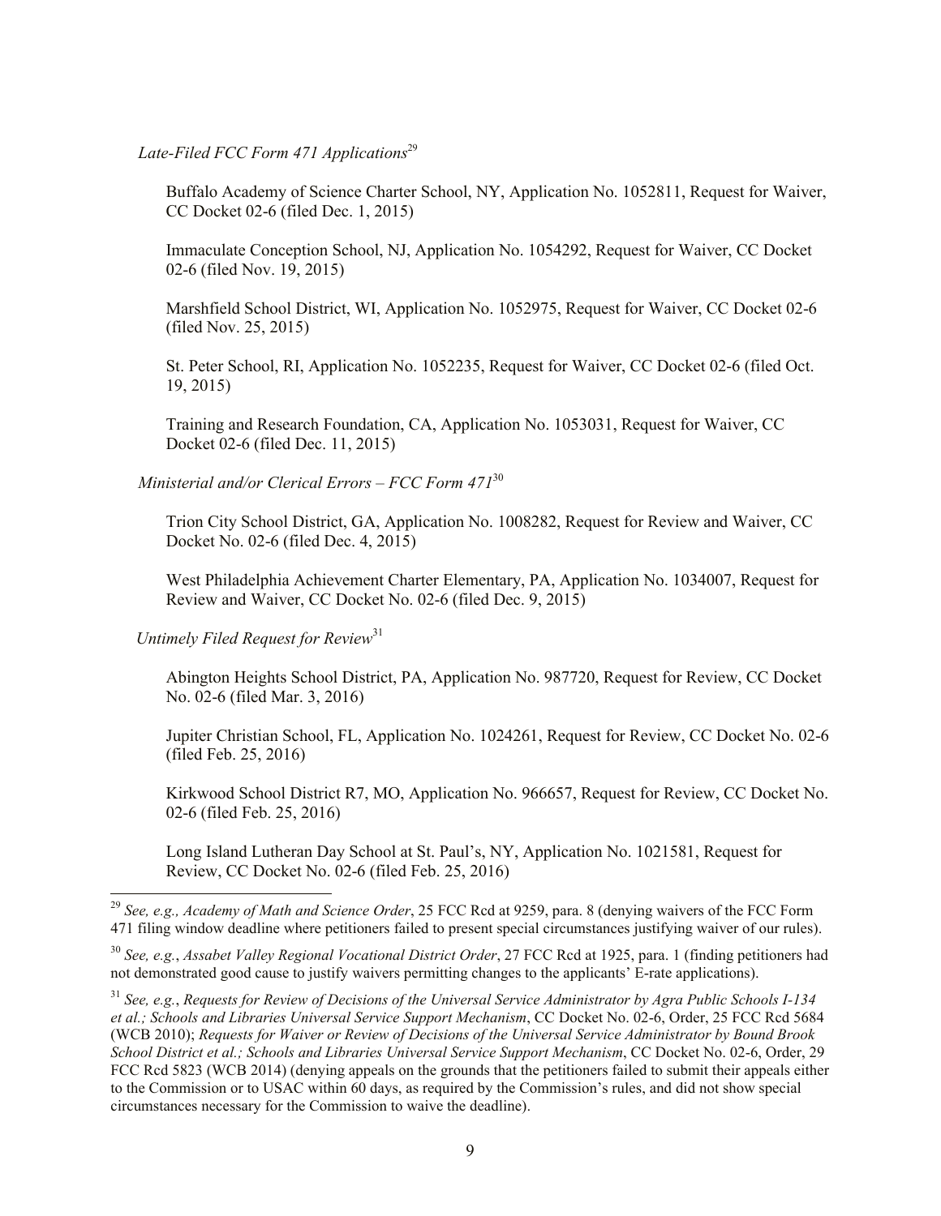*Late-Filed FCC Form 471 Applications*[29]

Buffalo Academy of Science Charter School, NY, Application No. 1052811, Request for Waiver, CC Docket 02-6 (filed Dec. 1, 2015)

Immaculate Conception School, NJ, Application No. 1054292, Request for Waiver, CC Docket 02-6 (filed Nov. 19, 2015)

Marshfield School District, WI, Application No. 1052975, Request for Waiver, CC Docket 02-6 (filed Nov. 25, 2015)

St. Peter School, RI, Application No. 1052235, Request for Waiver, CC Docket 02-6 (filed Oct. 19, 2015)

Training and Research Foundation, CA, Application No. 1053031, Request for Waiver, CC Docket 02-6 (filed Dec. 11, 2015)

*Ministerial and/or Clerical Errors – FCC Form 471*[30]

Trion City School District, GA, Application No. 1008282, Request for Review and Waiver, CC Docket No. 02-6 (filed Dec. 4, 2015)

West Philadelphia Achievement Charter Elementary, PA, Application No. 1034007, Request for Review and Waiver, CC Docket No. 02-6 (filed Dec. 9, 2015)

*Untimely Filed Request for Review*[31]

Abington Heights School District, PA, Application No. 987720, Request for Review, CC Docket No. 02-6 (filed Mar. 3, 2016)

Jupiter Christian School, FL, Application No. 1024261, Request for Review, CC Docket No. 02-6 (filed Feb. 25, 2016)

Kirkwood School District R7, MO, Application No. 966657, Request for Review, CC Docket No. 02-6 (filed Feb. 25, 2016)

Long Island Lutheran Day School at St. Paul's, NY, Application No. 1021581, Request for Review, CC Docket No. 02-6 (filed Feb. 25, 2016)

---

[29] *See, e.g., Academy of Math and Science Order*, 25 FCC Rcd at 9259, para. 8 (denying waivers of the FCC Form 471 filing window deadline where petitioners failed to present special circumstances justifying waiver of our rules).

[30] *See, e.g.*, *Assabet Valley Regional Vocational District Order*, 27 FCC Rcd at 1925, para. 1 (finding petitioners had not demonstrated good cause to justify waivers permitting changes to the applicants' E-rate applications).

[31] *See, e.g.*, *Requests for Review of Decisions of the Universal Service Administrator by Agra Public Schools I-134 et al.; Schools and Libraries Universal Service Support Mechanism*, CC Docket No. 02-6, Order, 25 FCC Rcd 5684 (WCB 2010); *Requests for Waiver or Review of Decisions of the Universal Service Administrator by Bound Brook School District et al.; Schools and Libraries Universal Service Support Mechanism*, CC Docket No. 02-6, Order, 29 FCC Rcd 5823 (WCB 2014) (denying appeals on the grounds that the petitioners failed to submit their appeals either to the Commission or to USAC within 60 days, as required by the Commission's rules, and did not show special circumstances necessary for the Commission to waive the deadline).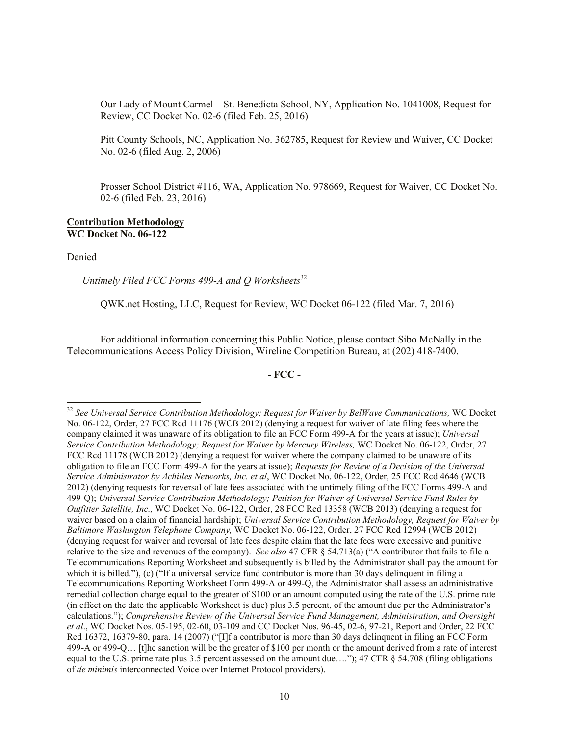Our Lady of Mount Carmel – St. Benedicta School, NY, Application No. 1041008, Request for Review, CC Docket No. 02-6 (filed Feb. 25, 2016)

Pitt County Schools, NC, Application No. 362785, Request for Review and Waiver, CC Docket No. 02-6 (filed Aug. 2, 2006)

Prosser School District #116, WA, Application No. 978669, Request for Waiver, CC Docket No. 02-6 (filed Feb. 23, 2016)

**Contribution Methodology**
**WC Docket No. 06-122**

Denied

*Untimely Filed FCC Forms 499-A and Q Worksheets*[32]

QWK.net Hosting, LLC, Request for Review, WC Docket 06-122 (filed Mar. 7, 2016)

For additional information concerning this Public Notice, please contact Sibo McNally in the Telecommunications Access Policy Division, Wireline Competition Bureau, at (202) 418-7400.

**- FCC -**

---

[32] *See Universal Service Contribution Methodology; Request for Waiver by BelWave Communications,* WC Docket No. 06-122, Order, 27 FCC Rcd 11176 (WCB 2012) (denying a request for waiver of late filing fees where the company claimed it was unaware of its obligation to file an FCC Form 499-A for the years at issue); *Universal Service Contribution Methodology; Request for Waiver by Mercury Wireless,* WC Docket No. 06-122, Order, 27 FCC Rcd 11178 (WCB 2012) (denying a request for waiver where the company claimed to be unaware of its obligation to file an FCC Form 499-A for the years at issue); *Requests for Review of a Decision of the Universal Service Administrator by Achilles Networks, Inc. et al*, WC Docket No. 06-122, Order, 25 FCC Rcd 4646 (WCB 2012) (denying requests for reversal of late fees associated with the untimely filing of the FCC Forms 499-A and 499-Q); *Universal Service Contribution Methodology; Petition for Waiver of Universal Service Fund Rules by Outfitter Satellite, Inc.,* WC Docket No. 06-122, Order, 28 FCC Rcd 13358 (WCB 2013) (denying a request for waiver based on a claim of financial hardship); *Universal Service Contribution Methodology, Request for Waiver by Baltimore Washington Telephone Company,* WC Docket No. 06-122, Order, 27 FCC Rcd 12994 (WCB 2012) (denying request for waiver and reversal of late fees despite claim that the late fees were excessive and punitive relative to the size and revenues of the company). *See also* 47 CFR § 54.713(a) ("A contributor that fails to file a Telecommunications Reporting Worksheet and subsequently is billed by the Administrator shall pay the amount for which it is billed."), (c) ("If a universal service fund contributor is more than 30 days delinquent in filing a Telecommunications Reporting Worksheet Form 499-A or 499-Q, the Administrator shall assess an administrative remedial collection charge equal to the greater of $100 or an amount computed using the rate of the U.S. prime rate (in effect on the date the applicable Worksheet is due) plus 3.5 percent, of the amount due per the Administrator's calculations."); *Comprehensive Review of the Universal Service Fund Management, Administration, and Oversight et al*., WC Docket Nos. 05-195, 02-60, 03-109 and CC Docket Nos. 96-45, 02-6, 97-21, Report and Order, 22 FCC Rcd 16372, 16379-80, para. 14 (2007) ("[I]f a contributor is more than 30 days delinquent in filing an FCC Form 499-A or 499-Q… [t]he sanction will be the greater of $100 per month or the amount derived from a rate of interest equal to the U.S. prime rate plus 3.5 percent assessed on the amount due…."); 47 CFR § 54.708 (filing obligations of *de minimis* interconnected Voice over Internet Protocol providers).